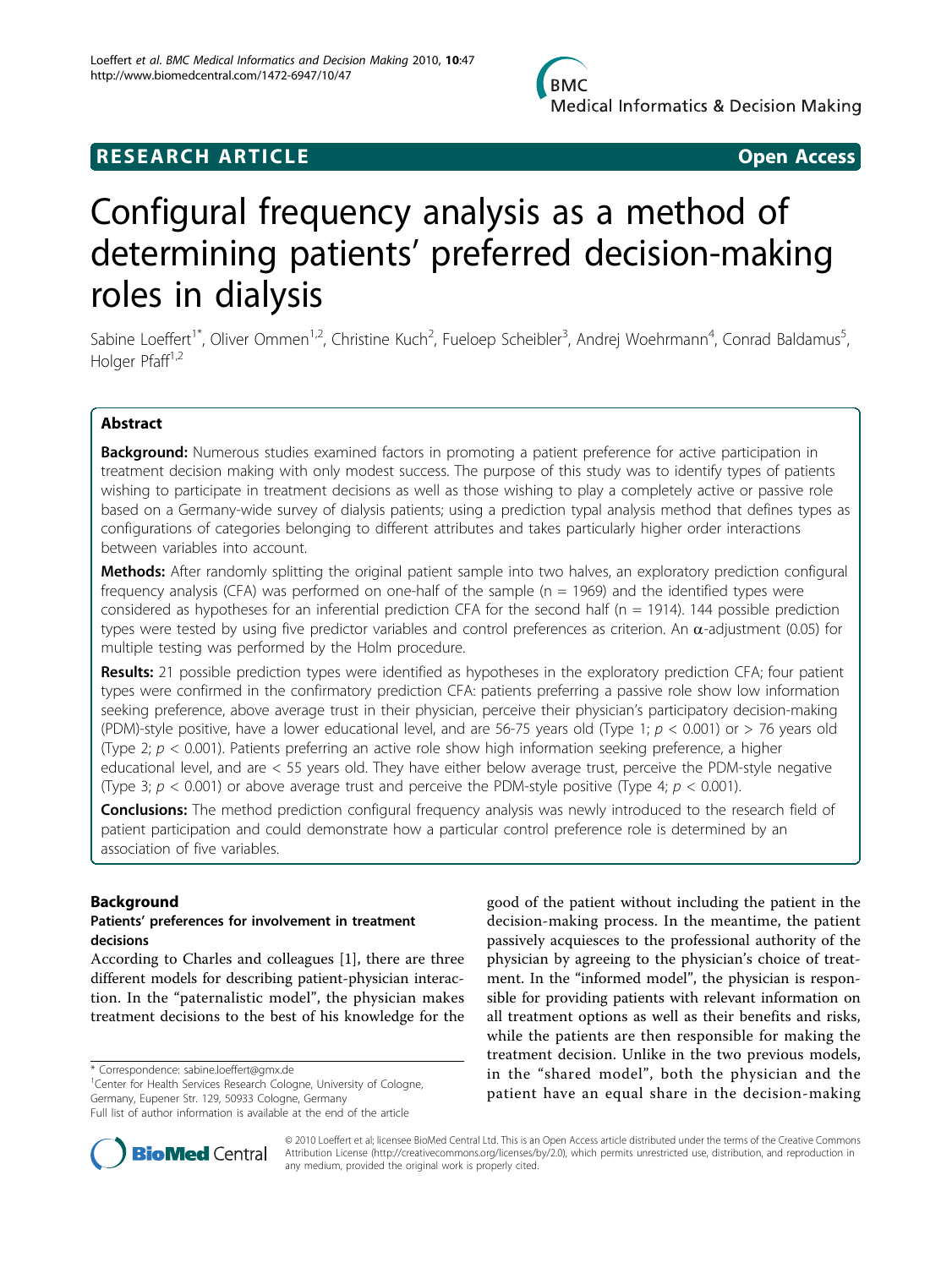## RESEARCH ARTICLE

**Open Access**

# Configural frequency analysis as a method of determining patients' preferred decision-making roles in dialysis

Sabine Loeffert[1*], Oliver Ommen[1,2], Christine Kuch[2], Fueloep Scheibler[3], Andrej Woehrmann[4], Conrad Baldamus[5], Holger Pfaff[1,2]

## Abstract

**Background:** Numerous studies examined factors in promoting a patient preference for active participation in treatment decision making with only modest success. The purpose of this study was to identify types of patients wishing to participate in treatment decisions as well as those wishing to play a completely active or passive role based on a Germany-wide survey of dialysis patients; using a prediction typal analysis method that defines types as configurations of categories belonging to different attributes and takes particularly higher order interactions between variables into account.

**Methods:** After randomly splitting the original patient sample into two halves, an exploratory prediction configural frequency analysis (CFA) was performed on one-half of the sample (n = 1969) and the identified types were considered as hypotheses for an inferential prediction CFA for the second half (n = 1914). 144 possible prediction types were tested by using five predictor variables and control preferences as criterion. An $\alpha$-adjustment (0.05) for multiple testing was performed by the Holm procedure.

**Results:** 21 possible prediction types were identified as hypotheses in the exploratory prediction CFA; four patient types were confirmed in the confirmatory prediction CFA: patients preferring a passive role show low information seeking preference, above average trust in their physician, perceive their physician's participatory decision-making (PDM)-style positive, have a lower educational level, and are 56-75 years old (Type 1; $p < 0.001$) or > 76 years old (Type 2; $p < 0.001$). Patients preferring an active role show high information seeking preference, a higher educational level, and are < 55 years old. They have either below average trust, perceive the PDM-style negative (Type 3; $p < 0.001$) or above average trust and perceive the PDM-style positive (Type 4; $p < 0.001$).

**Conclusions:** The method prediction configural frequency analysis was newly introduced to the research field of patient participation and could demonstrate how a particular control preference role is determined by an association of five variables.

## Background

### Patients' preferences for involvement in treatment decisions

According to Charles and colleagues [1], there are three different models for describing patient-physician interaction. In the "paternalistic model", the physician makes treatment decisions to the best of his knowledge for the good of the patient without including the patient in the decision-making process. In the meantime, the patient passively acquiesces to the professional authority of the physician by agreeing to the physician's choice of treatment. In the "informed model", the physician is responsible for providing patients with relevant information on all treatment options as well as their benefits and risks, while the patients are then responsible for making the treatment decision. Unlike in the two previous models, in the "shared model", both the physician and the patient have an equal share in the decision-making

\* Correspondence: sabine.loeffert@gmx.de
[1]Center for Health Services Research Cologne, University of Cologne, Germany, Eupener Str. 129, 50933 Cologne, Germany
Full list of author information is available at the end of the article

© 2010 Loeffert et al; licensee BioMed Central Ltd. This is an Open Access article distributed under the terms of the Creative Commons Attribution License (http://creativecommons.org/licenses/by/2.0), which permits unrestricted use, distribution, and reproduction in any medium, provided the original work is properly cited.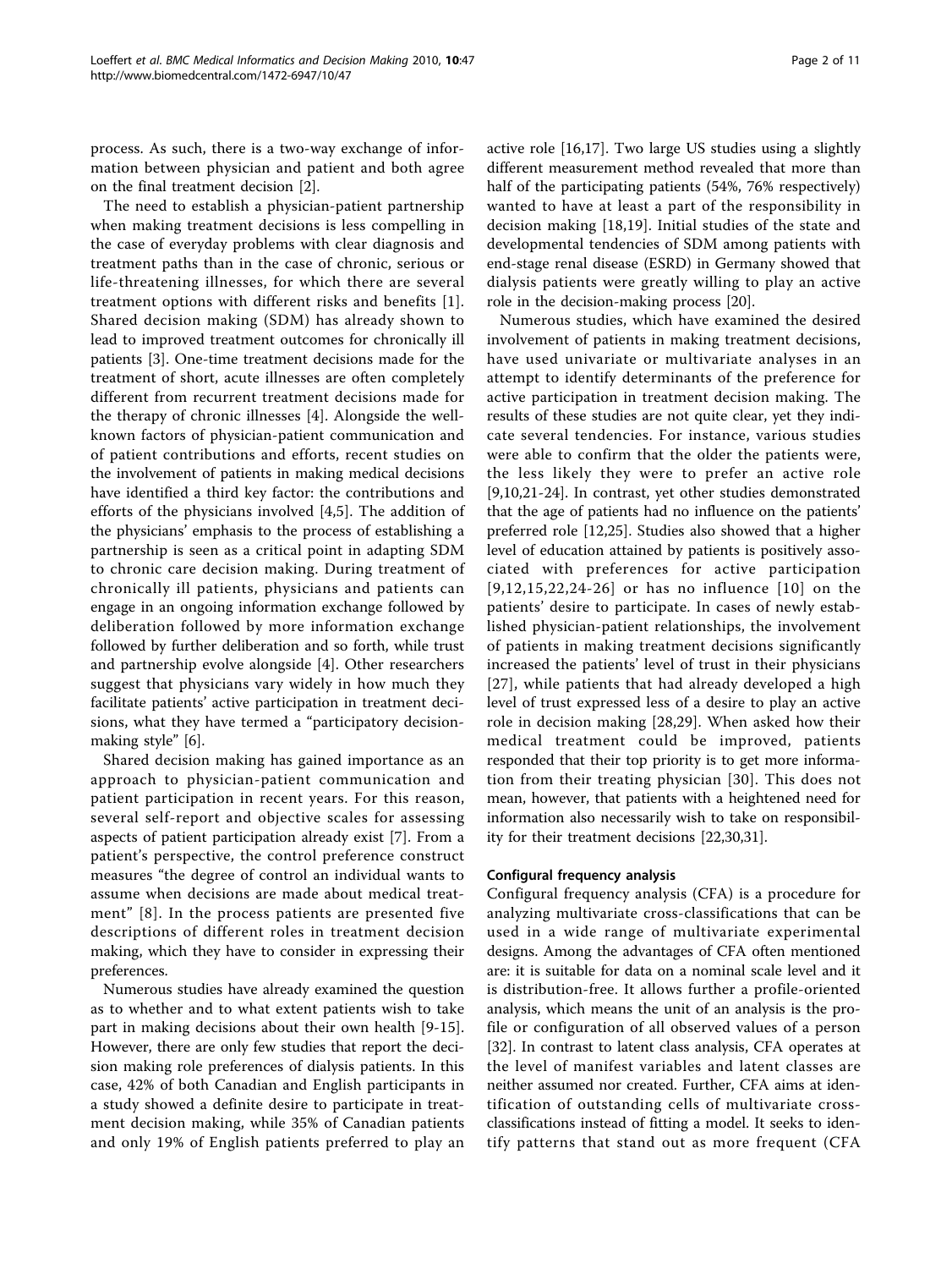process. As such, there is a two-way exchange of information between physician and patient and both agree on the final treatment decision [2].

The need to establish a physician-patient partnership when making treatment decisions is less compelling in the case of everyday problems with clear diagnosis and treatment paths than in the case of chronic, serious or life-threatening illnesses, for which there are several treatment options with different risks and benefits [1]. Shared decision making (SDM) has already shown to lead to improved treatment outcomes for chronically ill patients [3]. One-time treatment decisions made for the treatment of short, acute illnesses are often completely different from recurrent treatment decisions made for the therapy of chronic illnesses [4]. Alongside the well-known factors of physician-patient communication and of patient contributions and efforts, recent studies on the involvement of patients in making medical decisions have identified a third key factor: the contributions and efforts of the physicians involved [4,5]. The addition of the physicians' emphasis to the process of establishing a partnership is seen as a critical point in adapting SDM to chronic care decision making. During treatment of chronically ill patients, physicians and patients can engage in an ongoing information exchange followed by deliberation followed by more information exchange followed by further deliberation and so forth, while trust and partnership evolve alongside [4]. Other researchers suggest that physicians vary widely in how much they facilitate patients' active participation in treatment decisions, what they have termed a "participatory decision-making style" [6].

Shared decision making has gained importance as an approach to physician-patient communication and patient participation in recent years. For this reason, several self-report and objective scales for assessing aspects of patient participation already exist [7]. From a patient's perspective, the control preference construct measures "the degree of control an individual wants to assume when decisions are made about medical treatment" [8]. In the process patients are presented five descriptions of different roles in treatment decision making, which they have to consider in expressing their preferences.

Numerous studies have already examined the question as to whether and to what extent patients wish to take part in making decisions about their own health [9-15]. However, there are only few studies that report the decision making role preferences of dialysis patients. In this case, 42% of both Canadian and English participants in a study showed a definite desire to participate in treatment decision making, while 35% of Canadian patients and only 19% of English patients preferred to play an active role [16,17]. Two large US studies using a slightly different measurement method revealed that more than half of the participating patients (54%, 76% respectively) wanted to have at least a part of the responsibility in decision making [18,19]. Initial studies of the state and developmental tendencies of SDM among patients with end-stage renal disease (ESRD) in Germany showed that dialysis patients were greatly willing to play an active role in the decision-making process [20].

Numerous studies, which have examined the desired involvement of patients in making treatment decisions, have used univariate or multivariate analyses in an attempt to identify determinants of the preference for active participation in treatment decision making. The results of these studies are not quite clear, yet they indicate several tendencies. For instance, various studies were able to confirm that the older the patients were, the less likely they were to prefer an active role [9,10,21-24]. In contrast, yet other studies demonstrated that the age of patients had no influence on the patients' preferred role [12,25]. Studies also showed that a higher level of education attained by patients is positively associated with preferences for active participation [9,12,15,22,24-26] or has no influence [10] on the patients' desire to participate. In cases of newly established physician-patient relationships, the involvement of patients in making treatment decisions significantly increased the patients' level of trust in their physicians [27], while patients that had already developed a high level of trust expressed less of a desire to play an active role in decision making [28,29]. When asked how their medical treatment could be improved, patients responded that their top priority is to get more information from their treating physician [30]. This does not mean, however, that patients with a heightened need for information also necessarily wish to take on responsibility for their treatment decisions [22,30,31].

### Configural frequency analysis

Configural frequency analysis (CFA) is a procedure for analyzing multivariate cross-classifications that can be used in a wide range of multivariate experimental designs. Among the advantages of CFA often mentioned are: it is suitable for data on a nominal scale level and it is distribution-free. It allows further a profile-oriented analysis, which means the unit of an analysis is the profile or configuration of all observed values of a person [32]. In contrast to latent class analysis, CFA operates at the level of manifest variables and latent classes are neither assumed nor created. Further, CFA aims at identification of outstanding cells of multivariate cross-classifications instead of fitting a model. It seeks to identify patterns that stand out as more frequent (CFA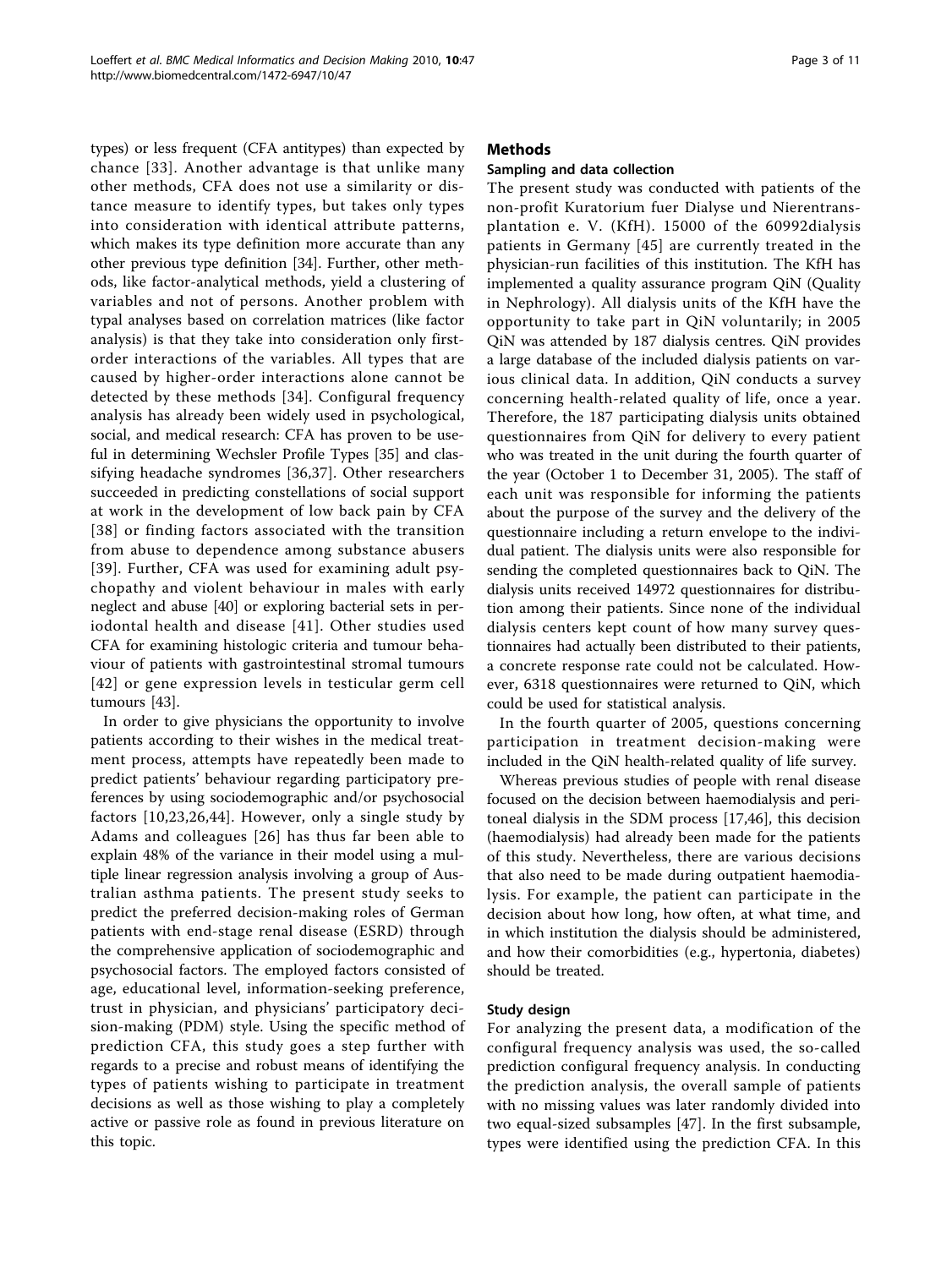types) or less frequent (CFA antitypes) than expected by chance [33]. Another advantage is that unlike many other methods, CFA does not use a similarity or distance measure to identify types, but takes only types into consideration with identical attribute patterns, which makes its type definition more accurate than any other previous type definition [34]. Further, other methods, like factor-analytical methods, yield a clustering of variables and not of persons. Another problem with typal analyses based on correlation matrices (like factor analysis) is that they take into consideration only first-order interactions of the variables. All types that are caused by higher-order interactions alone cannot be detected by these methods [34]. Configural frequency analysis has already been widely used in psychological, social, and medical research: CFA has proven to be useful in determining Wechsler Profile Types [35] and classifying headache syndromes [36,37]. Other researchers succeeded in predicting constellations of social support at work in the development of low back pain by CFA [38] or finding factors associated with the transition from abuse to dependence among substance abusers [39]. Further, CFA was used for examining adult psychopathy and violent behaviour in males with early neglect and abuse [40] or exploring bacterial sets in periodontal health and disease [41]. Other studies used CFA for examining histologic criteria and tumour behaviour of patients with gastrointestinal stromal tumours [42] or gene expression levels in testicular germ cell tumours [43].

In order to give physicians the opportunity to involve patients according to their wishes in the medical treatment process, attempts have repeatedly been made to predict patients' behaviour regarding participatory preferences by using sociodemographic and/or psychosocial factors [10,23,26,44]. However, only a single study by Adams and colleagues [26] has thus far been able to explain 48% of the variance in their model using a multiple linear regression analysis involving a group of Australian asthma patients. The present study seeks to predict the preferred decision-making roles of German patients with end-stage renal disease (ESRD) through the comprehensive application of sociodemographic and psychosocial factors. The employed factors consisted of age, educational level, information-seeking preference, trust in physician, and physicians' participatory decision-making (PDM) style. Using the specific method of prediction CFA, this study goes a step further with regards to a precise and robust means of identifying the types of patients wishing to participate in treatment decisions as well as those wishing to play a completely active or passive role as found in previous literature on this topic.

## Methods

### Sampling and data collection

The present study was conducted with patients of the non-profit Kuratorium fuer Dialyse und Nierentransplantation e. V. (KfH). 15000 of the 60992dialysis patients in Germany [45] are currently treated in the physician-run facilities of this institution. The KfH has implemented a quality assurance program QiN (Quality in Nephrology). All dialysis units of the KfH have the opportunity to take part in QiN voluntarily; in 2005 QiN was attended by 187 dialysis centres. QiN provides a large database of the included dialysis patients on various clinical data. In addition, QiN conducts a survey concerning health-related quality of life, once a year. Therefore, the 187 participating dialysis units obtained questionnaires from QiN for delivery to every patient who was treated in the unit during the fourth quarter of the year (October 1 to December 31, 2005). The staff of each unit was responsible for informing the patients about the purpose of the survey and the delivery of the questionnaire including a return envelope to the individual patient. The dialysis units were also responsible for sending the completed questionnaires back to QiN. The dialysis units received 14972 questionnaires for distribution among their patients. Since none of the individual dialysis centers kept count of how many survey questionnaires had actually been distributed to their patients, a concrete response rate could not be calculated. However, 6318 questionnaires were returned to QiN, which could be used for statistical analysis.

In the fourth quarter of 2005, questions concerning participation in treatment decision-making were included in the QiN health-related quality of life survey.

Whereas previous studies of people with renal disease focused on the decision between haemodialysis and peritoneal dialysis in the SDM process [17,46], this decision (haemodialysis) had already been made for the patients of this study. Nevertheless, there are various decisions that also need to be made during outpatient haemodialysis. For example, the patient can participate in the decision about how long, how often, at what time, and in which institution the dialysis should be administered, and how their comorbidities (e.g., hypertonia, diabetes) should be treated.

### Study design

For analyzing the present data, a modification of the configural frequency analysis was used, the so-called prediction configural frequency analysis. In conducting the prediction analysis, the overall sample of patients with no missing values was later randomly divided into two equal-sized subsamples [47]. In the first subsample, types were identified using the prediction CFA. In this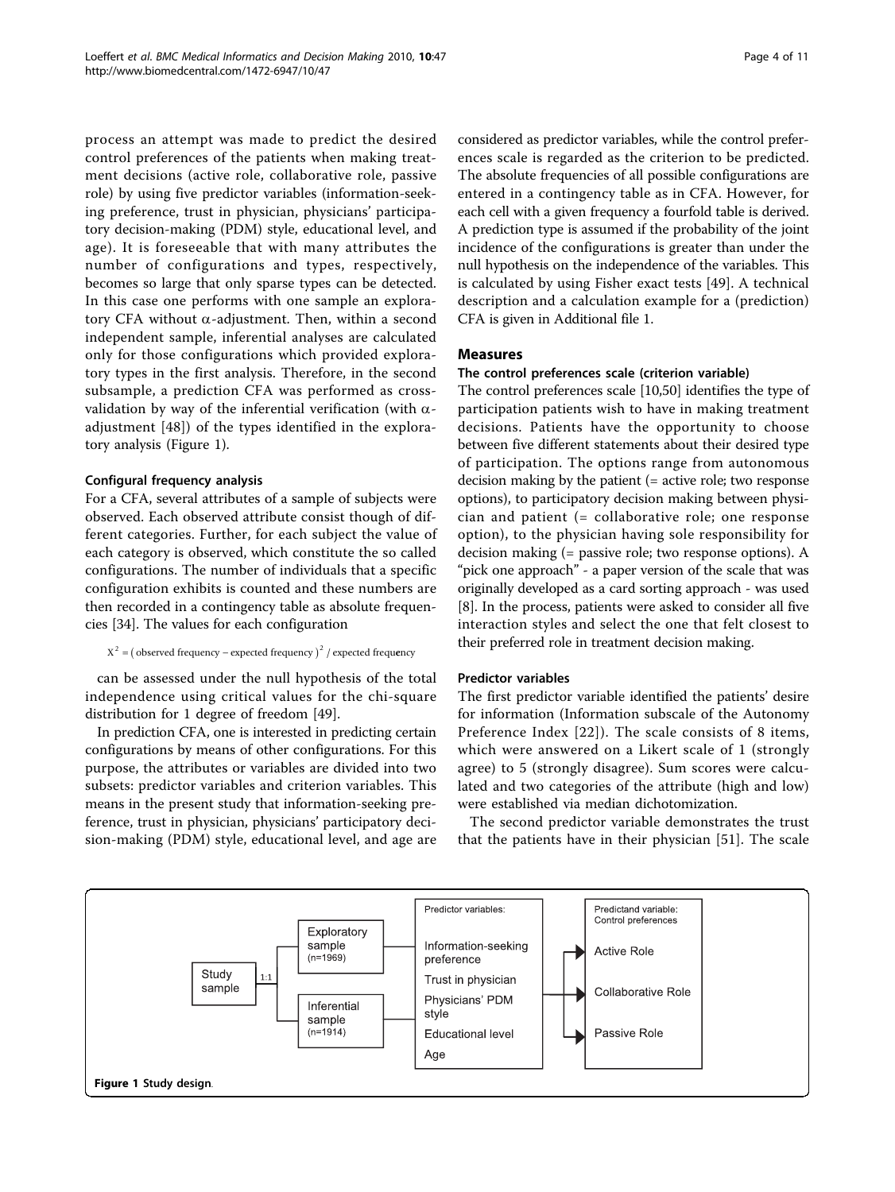process an attempt was made to predict the desired control preferences of the patients when making treatment decisions (active role, collaborative role, passive role) by using five predictor variables (information-seeking preference, trust in physician, physicians' participatory decision-making (PDM) style, educational level, and age). It is foreseeable that with many attributes the number of configurations and types, respectively, becomes so large that only sparse types can be detected. In this case one performs with one sample an exploratory CFA without $\alpha$-adjustment. Then, within a second independent sample, inferential analyses are calculated only for those configurations which provided exploratory types in the first analysis. Therefore, in the second subsample, a prediction CFA was performed as cross-validation by way of the inferential verification (with $\alpha$-adjustment [48]) of the types identified in the exploratory analysis (Figure 1).

#### Configural frequency analysis

For a CFA, several attributes of a sample of subjects were observed. Each observed attribute consist though of different categories. Further, for each subject the value of each category is observed, which constitute the so called configurations. The number of individuals that a specific configuration exhibits is counted and these numbers are then recorded in a contingency table as absolute frequencies [34]. The values for each configuration

$$X^2 = (\text{observed frequency} - \text{expected frequency})^2 / \text{expected frequency}$$

can be assessed under the null hypothesis of the total independence using critical values for the chi-square distribution for 1 degree of freedom [49].

In prediction CFA, one is interested in predicting certain configurations by means of other configurations. For this purpose, the attributes or variables are divided into two subsets: predictor variables and criterion variables. This means in the present study that information-seeking preference, trust in physician, physicians' participatory decision-making (PDM) style, educational level, and age are considered as predictor variables, while the control preferences scale is regarded as the criterion to be predicted. The absolute frequencies of all possible configurations are entered in a contingency table as in CFA. However, for each cell with a given frequency a fourfold table is derived. A prediction type is assumed if the probability of the joint incidence of the configurations is greater than under the null hypothesis on the independence of the variables. This is calculated by using Fisher exact tests [49]. A technical description and a calculation example for a (prediction) CFA is given in Additional file 1.

### Measures

#### The control preferences scale (criterion variable)

The control preferences scale [10,50] identifies the type of participation patients wish to have in making treatment decisions. Patients have the opportunity to choose between five different statements about their desired type of participation. The options range from autonomous decision making by the patient (= active role; two response options), to participatory decision making between physician and patient (= collaborative role; one response option), to the physician having sole responsibility for decision making (= passive role; two response options). A "pick one approach" - a paper version of the scale that was originally developed as a card sorting approach - was used [8]. In the process, patients were asked to consider all five interaction styles and select the one that felt closest to their preferred role in treatment decision making.

#### Predictor variables

The first predictor variable identified the patients' desire for information (Information subscale of the Autonomy Preference Index [22]). The scale consists of 8 items, which were answered on a Likert scale of 1 (strongly agree) to 5 (strongly disagree). Sum scores were calculated and two categories of the attribute (high and low) were established via median dichotomization.

The second predictor variable demonstrates the trust that the patients have in their physician [51]. The scale

Study sample — 1:1 — Exploratory sample (n=1969); Inferential sample (n=1914)

Predictor variables: Information-seeking preference; Trust in physician; Physicians' PDM style; Educational level; Age

Predictand variable: Control preferences: Active Role; Collaborative Role; Passive Role

**Figure 1** Study design.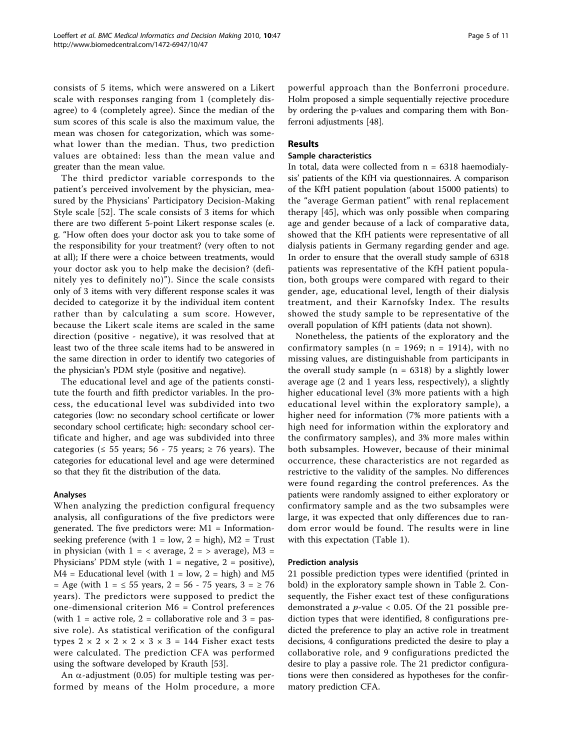consists of 5 items, which were answered on a Likert scale with responses ranging from 1 (completely disagree) to 4 (completely agree). Since the median of the sum scores of this scale is also the maximum value, the mean was chosen for categorization, which was somewhat lower than the median. Thus, two prediction values are obtained: less than the mean value and greater than the mean value.

The third predictor variable corresponds to the patient's perceived involvement by the physician, measured by the Physicians' Participatory Decision-Making Style scale [52]. The scale consists of 3 items for which there are two different 5-point Likert response scales (e.g. "How often does your doctor ask you to take some of the responsibility for your treatment? (very often to not at all); If there were a choice between treatments, would your doctor ask you to help make the decision? (definitely yes to definitely no)"). Since the scale consists only of 3 items with very different response scales it was decided to categorize it by the individual item content rather than by calculating a sum score. However, because the Likert scale items are scaled in the same direction (positive - negative), it was resolved that at least two of the three scale items had to be answered in the same direction in order to identify two categories of the physician's PDM style (positive and negative).

The educational level and age of the patients constitute the fourth and fifth predictor variables. In the process, the educational level was subdivided into two categories (low: no secondary school certificate or lower secondary school certificate; high: secondary school certificate and higher, and age was subdivided into three categories (≤ 55 years; 56 - 75 years; ≥ 76 years). The categories for educational level and age were determined so that they fit the distribution of the data.

#### Analyses

When analyzing the prediction configural frequency analysis, all configurations of the five predictors were generated. The five predictors were: M1 = Information-seeking preference (with 1 = low, 2 = high), M2 = Trust in physician (with 1 = < average, 2 = > average), M3 = Physicians' PDM style (with 1 = negative, 2 = positive), M4 = Educational level (with 1 = low, 2 = high) and M5 = Age (with 1 = ≤ 55 years, 2 = 56 - 75 years, 3 = ≥ 76 years). The predictors were supposed to predict the one-dimensional criterion M6 = Control preferences (with 1 = active role, 2 = collaborative role and 3 = passive role). As statistical verification of the configural types $2 \times 2 \times 2 \times 2 \times 3 \times 3 = 144$ Fisher exact tests were calculated. The prediction CFA was performed using the software developed by Krauth [53].

An $\alpha$-adjustment (0.05) for multiple testing was performed by means of the Holm procedure, a more powerful approach than the Bonferroni procedure. Holm proposed a simple sequentially rejective procedure by ordering the p-values and comparing them with Bonferroni adjustments [48].

## Results

#### Sample characteristics

In total, data were collected from n = 6318 haemodialysis' patients of the KfH via questionnaires. A comparison of the KfH patient population (about 15000 patients) to the "average German patient" with renal replacement therapy [45], which was only possible when comparing age and gender because of a lack of comparative data, showed that the KfH patients were representative of all dialysis patients in Germany regarding gender and age. In order to ensure that the overall study sample of 6318 patients was representative of the KfH patient population, both groups were compared with regard to their gender, age, educational level, length of their dialysis treatment, and their Karnofsky Index. The results showed the study sample to be representative of the overall population of KfH patients (data not shown).

Nonetheless, the patients of the exploratory and the confirmatory samples (n = 1969; n = 1914), with no missing values, are distinguishable from participants in the overall study sample (n = 6318) by a slightly lower average age (2 and 1 years less, respectively), a slightly higher educational level (3% more patients with a high educational level within the exploratory sample), a higher need for information (7% more patients with a high need for information within the exploratory and the confirmatory samples), and 3% more males within both subsamples. However, because of their minimal occurrence, these characteristics are not regarded as restrictive to the validity of the samples. No differences were found regarding the control preferences. As the patients were randomly assigned to either exploratory or confirmatory sample and as the two subsamples were large, it was expected that only differences due to random error would be found. The results were in line with this expectation (Table 1).

#### Prediction analysis

21 possible prediction types were identified (printed in bold) in the exploratory sample shown in Table 2. Consequently, the Fisher exact test of these configurations demonstrated a $p$-value $< 0.05$. Of the 21 possible prediction types that were identified, 8 configurations predicted the preference to play an active role in treatment decisions, 4 configurations predicted the desire to play a collaborative role, and 9 configurations predicted the desire to play a passive role. The 21 predictor configurations were then considered as hypotheses for the confirmatory prediction CFA.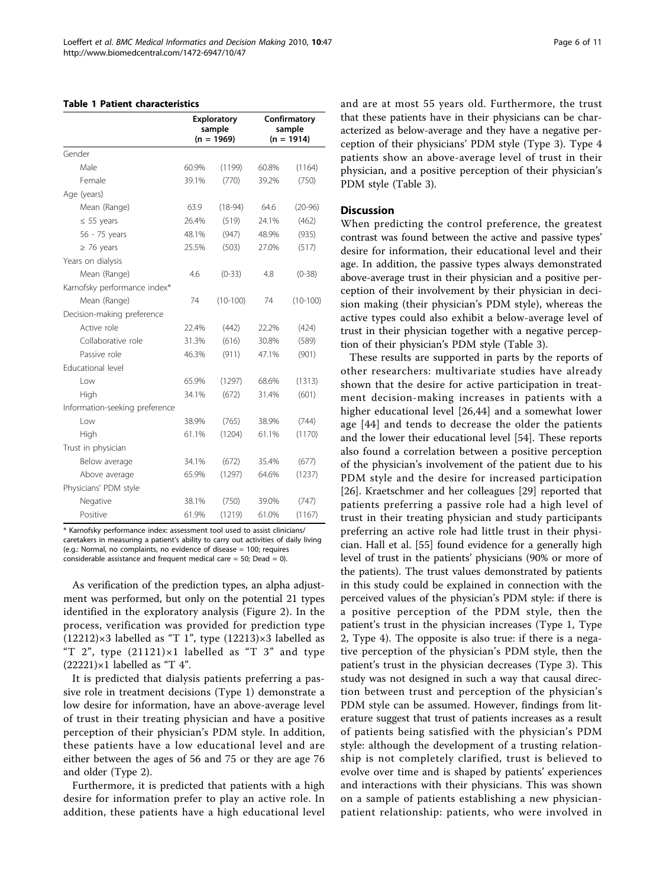**Table 1 Patient characteristics**

| | Exploratory sample (n = 1969) | | Confirmatory sample (n = 1914) | |
|---|---|---|---|---|
| Gender | | | | |
| Male | 60.9% | (1199) | 60.8% | (1164) |
| Female | 39.1% | (770) | 39.2% | (750) |
| Age (years) | | | | |
| Mean (Range) | 63.9 | (18-94) | 64.6 | (20-96) |
| ≤ 55 years | 26.4% | (519) | 24.1% | (462) |
| 56 - 75 years | 48.1% | (947) | 48.9% | (935) |
| ≥ 76 years | 25.5% | (503) | 27.0% | (517) |
| Years on dialysis | | | | |
| Mean (Range) | 4.6 | (0-33) | 4.8 | (0-38) |
| Karnofsky performance index* | | | | |
| Mean (Range) | 74 | (10-100) | 74 | (10-100) |
| Decision-making preference | | | | |
| Active role | 22.4% | (442) | 22.2% | (424) |
| Collaborative role | 31.3% | (616) | 30.8% | (589) |
| Passive role | 46.3% | (911) | 47.1% | (901) |
| Educational level | | | | |
| Low | 65.9% | (1297) | 68.6% | (1313) |
| High | 34.1% | (672) | 31.4% | (601) |
| Information-seeking preference | | | | |
| Low | 38.9% | (765) | 38.9% | (744) |
| High | 61.1% | (1204) | 61.1% | (1170) |
| Trust in physician | | | | |
| Below average | 34.1% | (672) | 35.4% | (677) |
| Above average | 65.9% | (1297) | 64.6% | (1237) |
| Physicians' PDM style | | | | |
| Negative | 38.1% | (750) | 39.0% | (747) |
| Positive | 61.9% | (1219) | 61.0% | (1167) |

\* Karnofsky performance index: assessment tool used to assist clinicians/caretakers in measuring a patient's ability to carry out activities of daily living (e.g.: Normal, no complaints, no evidence of disease = 100; requires considerable assistance and frequent medical care = 50; Dead = 0).

As verification of the prediction types, an alpha adjustment was performed, but only on the potential 21 types identified in the exploratory analysis (Figure 2). In the process, verification was provided for prediction type (12212)×3 labelled as "T 1", type (12213)×3 labelled as "T 2", type (21121)×1 labelled as "T 3" and type (22221)×1 labelled as "T 4".

It is predicted that dialysis patients preferring a passive role in treatment decisions (Type 1) demonstrate a low desire for information, have an above-average level of trust in their treating physician and have a positive perception of their physician's PDM style. In addition, these patients have a low educational level and are either between the ages of 56 and 75 or they are age 76 and older (Type 2).

Furthermore, it is predicted that patients with a high desire for information prefer to play an active role. In addition, these patients have a high educational level and are at most 55 years old. Furthermore, the trust that these patients have in their physicians can be characterized as below-average and they have a negative perception of their physicians' PDM style (Type 3). Type 4 patients show an above-average level of trust in their physician, and a positive perception of their physician's PDM style (Table 3).

## Discussion

When predicting the control preference, the greatest contrast was found between the active and passive types' desire for information, their educational level and their age. In addition, the passive types always demonstrated above-average trust in their physician and a positive perception of their involvement by their physician in decision making (their physician's PDM style), whereas the active types could also exhibit a below-average level of trust in their physician together with a negative perception of their physician's PDM style (Table 3).

These results are supported in parts by the reports of other researchers: multivariate studies have already shown that the desire for active participation in treatment decision-making increases in patients with a higher educational level [26,44] and a somewhat lower age [44] and tends to decrease the older the patients and the lower their educational level [54]. These reports also found a correlation between a positive perception of the physician's involvement of the patient due to his PDM style and the desire for increased participation [26]. Kraetschmer and her colleagues [29] reported that patients preferring a passive role had a high level of trust in their treating physician and study participants preferring an active role had little trust in their physician. Hall et al. [55] found evidence for a generally high level of trust in the patients' physicians (90% or more of the patients). The trust values demonstrated by patients in this study could be explained in connection with the perceived values of the physician's PDM style: if there is a positive perception of the PDM style, then the patient's trust in the physician increases (Type 1, Type 2, Type 4). The opposite is also true: if there is a negative perception of the physician's PDM style, then the patient's trust in the physician decreases (Type 3). This study was not designed in such a way that causal direction between trust and perception of the physician's PDM style can be assumed. However, findings from literature suggest that trust of patients increases as a result of patients being satisfied with the physician's PDM style: although the development of a trusting relationship is not completely clarified, trust is believed to evolve over time and is shaped by patients' experiences and interactions with their physicians. This was shown on a sample of patients establishing a new physician-patient relationship: patients, who were involved in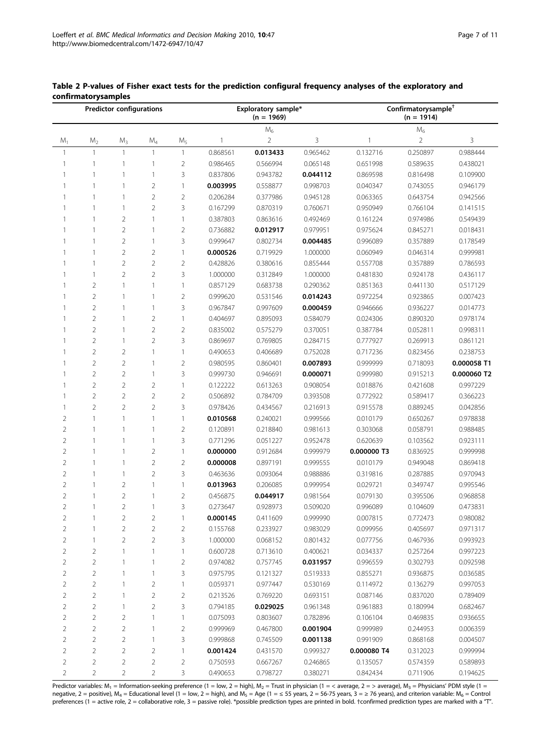**Table 2 P-values of Fisher exact tests for the prediction configural frequency analyses of the exploratory and confirmatorysamples**

| Predictor configurations | | | | | Exploratory sample* (n = 1969) | | | Confirmatorysample[†] (n = 1914) | | |
|---|---|---|---|---|---|---|---|---|---|---|
| | | | | | $M_6$ | | | $M_6$ | | |
| $M_1$ | $M_2$ | $M_3$ | $M_4$ | $M_5$ | 1 | 2 | 3 | 1 | 2 | 3 |
| 1 | 1 | 1 | 1 | 1 | 0.868561 | **0.013433** | 0.965462 | 0.132716 | 0.250897 | 0.988444 |
| 1 | 1 | 1 | 1 | 2 | 0.986465 | 0.566994 | 0.065148 | 0.651998 | 0.589635 | 0.438021 |
| 1 | 1 | 1 | 1 | 3 | 0.837806 | 0.943782 | **0.044112** | 0.869598 | 0.816498 | 0.109900 |
| 1 | 1 | 1 | 2 | 1 | **0.003995** | 0.558877 | 0.998703 | 0.040347 | 0.743055 | 0.946179 |
| 1 | 1 | 1 | 2 | 2 | 0.206284 | 0.377986 | 0.945128 | 0.063365 | 0.643754 | 0.942566 |
| 1 | 1 | 1 | 2 | 3 | 0.167299 | 0.870319 | 0.760671 | 0.950949 | 0.766104 | 0.141515 |
| 1 | 1 | 2 | 1 | 1 | 0.387803 | 0.863616 | 0.492469 | 0.161224 | 0.974986 | 0.549439 |
| 1 | 1 | 2 | 1 | 2 | 0.736882 | **0.012917** | 0.979951 | 0.975624 | 0.845271 | 0.018431 |
| 1 | 1 | 2 | 1 | 3 | 0.999647 | 0.802734 | **0.004485** | 0.996089 | 0.357889 | 0.178549 |
| 1 | 1 | 2 | 2 | 1 | **0.000526** | 0.719929 | 1.000000 | 0.060949 | 0.046314 | 0.999981 |
| 1 | 1 | 2 | 2 | 2 | 0.428826 | 0.380616 | 0.855444 | 0.557708 | 0.357889 | 0.786593 |
| 1 | 1 | 2 | 2 | 3 | 1.000000 | 0.312849 | 1.000000 | 0.481830 | 0.924178 | 0.436117 |
| 1 | 2 | 1 | 1 | 1 | 0.857129 | 0.683738 | 0.290362 | 0.851363 | 0.441130 | 0.517129 |
| 1 | 2 | 1 | 1 | 2 | 0.999620 | 0.531546 | **0.014243** | 0.972254 | 0.923865 | 0.007423 |
| 1 | 2 | 1 | 1 | 3 | 0.967847 | 0.997609 | **0.000459** | 0.946666 | 0.936227 | 0.014773 |
| 1 | 2 | 1 | 2 | 1 | 0.404697 | 0.895093 | 0.584079 | 0.024306 | 0.890320 | 0.978174 |
| 1 | 2 | 1 | 2 | 2 | 0.835002 | 0.575279 | 0.370051 | 0.387784 | 0.052811 | 0.998311 |
| 1 | 2 | 1 | 2 | 3 | 0.869697 | 0.769805 | 0.284715 | 0.777927 | 0.269913 | 0.861121 |
| 1 | 2 | 2 | 1 | 1 | 0.490653 | 0.406689 | 0.752028 | 0.717236 | 0.823456 | 0.238753 |
| 1 | 2 | 2 | 1 | 2 | 0.980595 | 0.860401 | **0.007893** | 0.999999 | 0.718093 | **0.000058 T1** |
| 1 | 2 | 2 | 1 | 3 | 0.999730 | 0.946691 | **0.000071** | 0.999980 | 0.915213 | **0.000060 T2** |
| 1 | 2 | 2 | 2 | 1 | 0.122222 | 0.613263 | 0.908054 | 0.018876 | 0.421608 | 0.997229 |
| 1 | 2 | 2 | 2 | 2 | 0.506892 | 0.784709 | 0.393508 | 0.772922 | 0.589417 | 0.366223 |
| 1 | 2 | 2 | 2 | 3 | 0.978426 | 0.434567 | 0.216913 | 0.915578 | 0.889245 | 0.042856 |
| 2 | 1 | 1 | 1 | 1 | **0.010568** | 0.240021 | 0.999566 | 0.010179 | 0.650267 | 0.978838 |
| 2 | 1 | 1 | 1 | 2 | 0.120891 | 0.218840 | 0.981613 | 0.303068 | 0.058791 | 0.988485 |
| 2 | 1 | 1 | 1 | 3 | 0.771296 | 0.051227 | 0.952478 | 0.620639 | 0.103562 | 0.923111 |
| 2 | 1 | 1 | 2 | 1 | **0.000000** | 0.912684 | 0.999979 | **0.000000 T3** | 0.836925 | 0.999998 |
| 2 | 1 | 1 | 2 | 2 | **0.000008** | 0.897191 | 0.999555 | 0.010179 | 0.949048 | 0.869418 |
| 2 | 1 | 1 | 2 | 3 | 0.463636 | 0.093064 | 0.988886 | 0.319816 | 0.287885 | 0.970943 |
| 2 | 1 | 2 | 1 | 1 | **0.013963** | 0.206085 | 0.999954 | 0.029721 | 0.349747 | 0.995546 |
| 2 | 1 | 2 | 1 | 2 | 0.456875 | **0.044917** | 0.981564 | 0.079130 | 0.395506 | 0.968858 |
| 2 | 1 | 2 | 1 | 3 | 0.273647 | 0.928973 | 0.509020 | 0.996089 | 0.104609 | 0.473831 |
| 2 | 1 | 2 | 2 | 1 | **0.000145** | 0.411609 | 0.999990 | 0.007815 | 0.772473 | 0.980082 |
| 2 | 1 | 2 | 2 | 2 | 0.155768 | 0.233927 | 0.983029 | 0.099956 | 0.405697 | 0.971317 |
| 2 | 1 | 2 | 2 | 3 | 1.000000 | 0.068152 | 0.801432 | 0.077756 | 0.467936 | 0.993923 |
| 2 | 2 | 1 | 1 | 1 | 0.600728 | 0.713610 | 0.400621 | 0.034337 | 0.257264 | 0.997223 |
| 2 | 2 | 1 | 1 | 2 | 0.974082 | 0.757745 | **0.031957** | 0.996559 | 0.302793 | 0.092598 |
| 2 | 2 | 1 | 1 | 3 | 0.975795 | 0.121327 | 0.519333 | 0.855271 | 0.936875 | 0.036585 |
| 2 | 2 | 1 | 2 | 1 | 0.059371 | 0.977447 | 0.530169 | 0.114972 | 0.136279 | 0.997053 |
| 2 | 2 | 1 | 2 | 2 | 0.213526 | 0.769220 | 0.693151 | 0.087146 | 0.837020 | 0.789409 |
| 2 | 2 | 1 | 2 | 3 | 0.794185 | **0.029025** | 0.961348 | 0.961883 | 0.180994 | 0.682467 |
| 2 | 2 | 2 | 1 | 1 | 0.075093 | 0.803607 | 0.782896 | 0.106104 | 0.469835 | 0.936655 |
| 2 | 2 | 2 | 1 | 2 | 0.999969 | 0.467800 | **0.001904** | 0.999989 | 0.244953 | 0.006359 |
| 2 | 2 | 2 | 1 | 3 | 0.999868 | 0.745509 | **0.001138** | 0.991909 | 0.868168 | 0.004507 |
| 2 | 2 | 2 | 2 | 1 | **0.001424** | 0.431570 | 0.999327 | **0.000080 T4** | 0.312023 | 0.999994 |
| 2 | 2 | 2 | 2 | 2 | 0.750593 | 0.667267 | 0.246865 | 0.135057 | 0.574359 | 0.589893 |
| 2 | 2 | 2 | 2 | 3 | 0.490653 | 0.798727 | 0.380271 | 0.842434 | 0.711906 | 0.194625 |

Predictor variables: $M_1$ = Information-seeking preference (1 = low, 2 = high), $M_2$ = Trust in physician (1 = < average, 2 = > average), $M_3$ = Physicians' PDM style (1 = negative, 2 = positive), $M_4$ = Educational level (1 = low, 2 = high), and $M_5$ = Age (1 = ≤ 55 years, 2 = 56-75 years, 3 = ≥ 76 years), and criterion variable: $M_6$ = Control preferences (1 = active role, 2 = collaborative role, 3 = passive role). *possible prediction types are printed in bold. †confirmed prediction types are marked with a "T".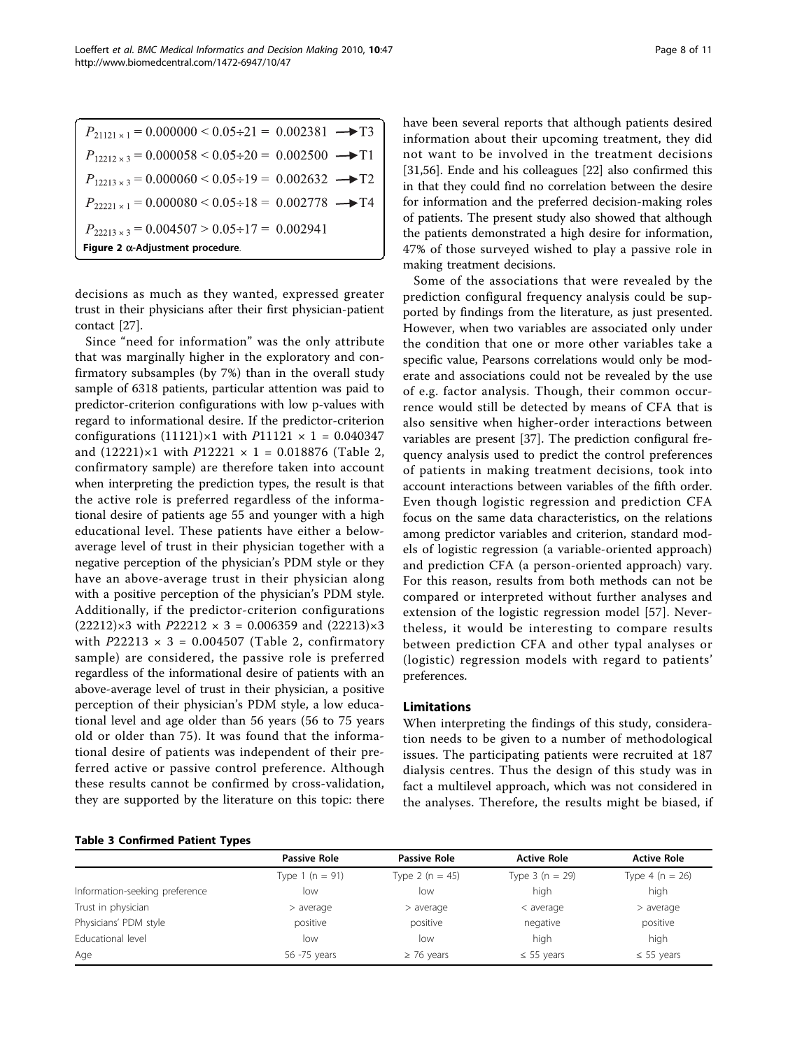$$P_{21121 \times 1} = 0.000000 < 0.05 \div 21 = 0.002381 \longrightarrow \text{T3}$$

$$P_{12212 \times 3} = 0.000058 < 0.05 \div 20 = 0.002500 \longrightarrow \text{T1}$$

$$P_{12213 \times 3} = 0.000060 < 0.05 \div 19 = 0.002632 \longrightarrow \text{T2}$$

$$P_{22221 \times 1} = 0.000080 < 0.05 \div 18 = 0.002778 \longrightarrow \text{T4}$$

$$P_{22213 \times 3} = 0.004507 > 0.05 \div 17 = 0.002941$$

**Figure 2** α-Adjustment procedure.

decisions as much as they wanted, expressed greater trust in their physicians after their first physician-patient contact [27].

Since "need for information" was the only attribute that was marginally higher in the exploratory and confirmatory subsamples (by 7%) than in the overall study sample of 6318 patients, particular attention was paid to predictor-criterion configurations with low p-values with regard to informational desire. If the predictor-criterion configurations (11121)×1 with $P11121 \times 1 = 0.040347$ and (12221)×1 with $P12221 \times 1 = 0.018876$ (Table 2, confirmatory sample) are therefore taken into account when interpreting the prediction types, the result is that the active role is preferred regardless of the informational desire of patients age 55 and younger with a high educational level. These patients have either a below-average level of trust in their physician together with a negative perception of the physician's PDM style or they have an above-average trust in their physician along with a positive perception of the physician's PDM style. Additionally, if the predictor-criterion configurations (22212)×3 with $P22212 \times 3 = 0.006359$ and (22213)×3 with $P22213 \times 3 = 0.004507$ (Table 2, confirmatory sample) are considered, the passive role is preferred regardless of the informational desire of patients with an above-average level of trust in their physician, a positive perception of their physician's PDM style, a low educational level and age older than 56 years (56 to 75 years old or older than 75). It was found that the informational desire of patients was independent of their preferred active or passive control preference. Although these results cannot be confirmed by cross-validation, they are supported by the literature on this topic: there have been several reports that although patients desired information about their upcoming treatment, they did not want to be involved in the treatment decisions [31,56]. Ende and his colleagues [22] also confirmed this in that they could find no correlation between the desire for information and the preferred decision-making roles of patients. The present study also showed that although the patients demonstrated a high desire for information, 47% of those surveyed wished to play a passive role in making treatment decisions.

Some of the associations that were revealed by the prediction configural frequency analysis could be supported by findings from the literature, as just presented. However, when two variables are associated only under the condition that one or more other variables take a specific value, Pearsons correlations would only be moderate and associations could not be revealed by the use of e.g. factor analysis. Though, their common occurrence would still be detected by means of CFA that is also sensitive when higher-order interactions between variables are present [37]. The prediction configural frequency analysis used to predict the control preferences of patients in making treatment decisions, took into account interactions between variables of the fifth order. Even though logistic regression and prediction CFA focus on the same data characteristics, on the relations among predictor variables and criterion, standard models of logistic regression (a variable-oriented approach) and prediction CFA (a person-oriented approach) vary. For this reason, results from both methods can not be compared or interpreted without further analyses and extension of the logistic regression model [57]. Nevertheless, it would be interesting to compare results between prediction CFA and other typal analyses or (logistic) regression models with regard to patients' preferences.

## Limitations

When interpreting the findings of this study, consideration needs to be given to a number of methodological issues. The participating patients were recruited at 187 dialysis centres. Thus the design of this study was in fact a multilevel approach, which was not considered in the analyses. Therefore, the results might be biased, if

**Table 3 Confirmed Patient Types**

| | Passive Role | Passive Role | Active Role | Active Role |
|---|---|---|---|---|
| | Type 1 (n = 91) | Type 2 (n = 45) | Type 3 (n = 29) | Type 4 (n = 26) |
| Information-seeking preference | low | low | high | high |
| Trust in physician | > average | > average | < average | > average |
| Physicians' PDM style | positive | positive | negative | positive |
| Educational level | low | low | high | high |
| Age | 56 -75 years | ≥ 76 years | ≤ 55 years | ≤ 55 years |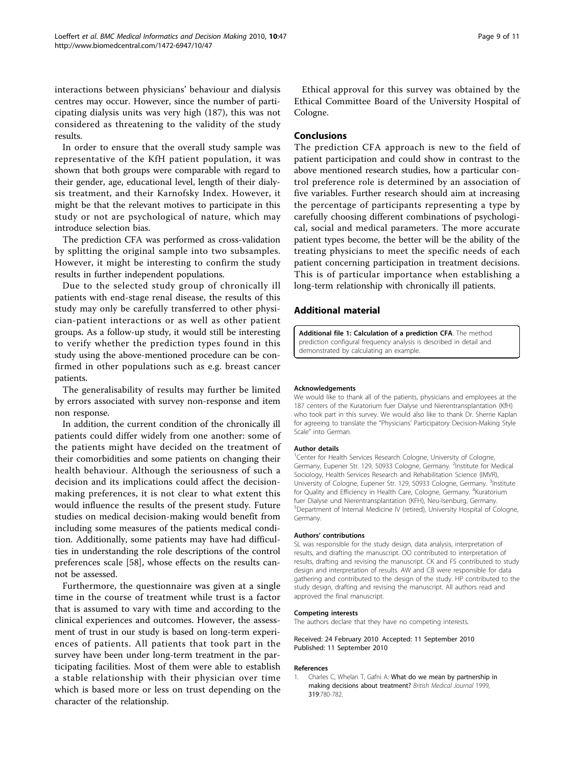interactions between physicians' behaviour and dialysis centres may occur. However, since the number of participating dialysis units was very high (187), this was not considered as threatening to the validity of the study results.

In order to ensure that the overall study sample was representative of the KfH patient population, it was shown that both groups were comparable with regard to their gender, age, educational level, length of their dialysis treatment, and their Karnofsky Index. However, it might be that the relevant motives to participate in this study or not are psychological of nature, which may introduce selection bias.

The prediction CFA was performed as cross-validation by splitting the original sample into two subsamples. However, it might be interesting to confirm the study results in further independent populations.

Due to the selected study group of chronically ill patients with end-stage renal disease, the results of this study may only be carefully transferred to other physician-patient interactions or as well as other patient groups. As a follow-up study, it would still be interesting to verify whether the prediction types found in this study using the above-mentioned procedure can be confirmed in other populations such as e.g. breast cancer patients.

The generalisability of results may further be limited by errors associated with survey non-response and item non response.

In addition, the current condition of the chronically ill patients could differ widely from one another: some of the patients might have decided on the treatment of their comorbidities and some patients on changing their health behaviour. Although the seriousness of such a decision and its implications could affect the decision-making preferences, it is not clear to what extent this would influence the results of the present study. Future studies on medical decision-making would benefit from including some measures of the patients medical condition. Additionally, some patients may have had difficulties in understanding the role descriptions of the control preferences scale [58], whose effects on the results cannot be assessed.

Furthermore, the questionnaire was given at a single time in the course of treatment while trust is a factor that is assumed to vary with time and according to the clinical experiences and outcomes. However, the assessment of trust in our study is based on long-term experiences of patients. All patients that took part in the survey have been under long-term treatment in the participating facilities. Most of them were able to establish a stable relationship with their physician over time which is based more or less on trust depending on the character of the relationship.

Ethical approval for this survey was obtained by the Ethical Committee Board of the University Hospital of Cologne.

## Conclusions

The prediction CFA approach is new to the field of patient participation and could show in contrast to the above mentioned research studies, how a particular control preference role is determined by an association of five variables. Further research should aim at increasing the percentage of participants representing a type by carefully choosing different combinations of psychological, social and medical parameters. The more accurate patient types become, the better will be the ability of the treating physicians to meet the specific needs of each patient concerning participation in treatment decisions. This is of particular importance when establishing a long-term relationship with chronically ill patients.

## Additional material

**Additional file 1: Calculation of a prediction CFA**. The method prediction configural frequency analysis is described in detail and demonstrated by calculating an example.

#### Acknowledgements

We would like to thank all of the patients, physicians and employees at the 187 centers of the Kuratorium fuer Dialyse und Nierentransplantation (KfH) who took part in this survey. We would also like to thank Dr. Sherrie Kaplan for agreeing to translate the "Physicians' Participatory Decision-Making Style Scale" into German.

#### Author details

[1]Center for Health Services Research Cologne, University of Cologne, Germany, Eupener Str. 129, 50933 Cologne, Germany. [2]Institute for Medical Sociology, Health Services Research and Rehabilitation Science (IMVR), University of Cologne, Eupener Str. 129, 50933 Cologne, Germany. [3]Institute for Quality and Efficiency in Health Care, Cologne, Germany. [4]Kuratorium fuer Dialyse und Nierentransplantation (KFH), Neu-Isenburg, Germany. [5]Department of Internal Medicine IV (retired), University Hospital of Cologne, Germany.

#### Authors' contributions

SL was responsible for the study design, data analysis, interpretation of results, and drafting the manuscript. OO contributed to interpretation of results, drafting and revising the manuscript. CK and FS contributed to study design and interpretation of results. AW and CB were responsible for data gathering and contributed to the design of the study. HP contributed to the study design, drafting and revising the manuscript. All authors read and approved the final manuscript.

#### Competing interests

The authors declare that they have no competing interests.

Received: 24 February 2010 Accepted: 11 September 2010
Published: 11 September 2010

#### References

1. Charles C, Whelan T, Gafni A: **What do we mean by partnership in making decisions about treatment?** *British Medical Journal* 1999, **319**:780-782.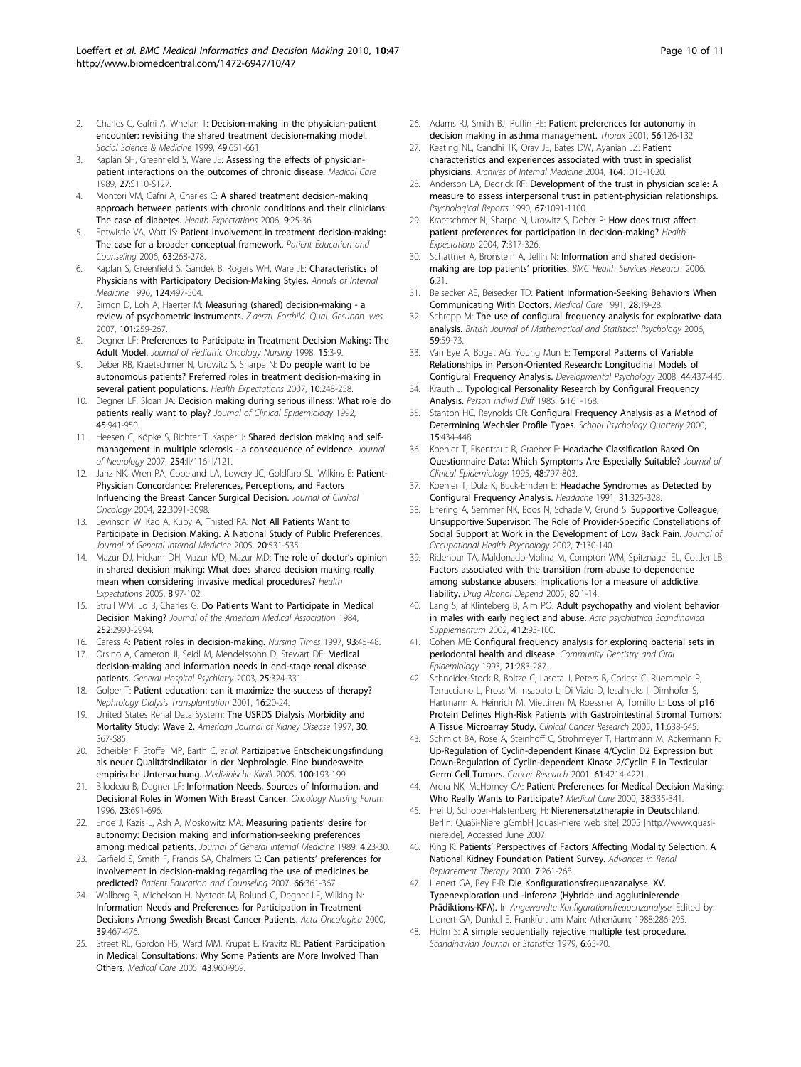2. Charles C, Gafni A, Whelan T: **Decision-making in the physician-patient encounter: revisiting the shared treatment decision-making model.** *Social Science & Medicine* 1999, **49**:651-661.
3. Kaplan SH, Greenfield S, Ware JE: **Assessing the effects of physician-patient interactions on the outcomes of chronic disease.** *Medical Care* 1989, **27**:S110-S127.
4. Montori VM, Gafni A, Charles C: **A shared treatment decision-making approach between patients with chronic conditions and their clinicians: The case of diabetes.** *Health Expectations* 2006, **9**:25-36.
5. Entwistle VA, Watt IS: **Patient involvement in treatment decision-making: The case for a broader conceptual framework.** *Patient Education and Counseling* 2006, **63**:268-278.
6. Kaplan S, Greenfield S, Gandek B, Rogers WH, Ware JE: **Characteristics of Physicians with Participatory Decision-Making Styles.** *Annals of Internal Medicine* 1996, **124**:497-504.
7. Simon D, Loh A, Haerter M: **Measuring (shared) decision-making - a review of psychometric instruments.** *Z.aerztl. Fortbild. Qual. Gesundh. wes* 2007, **101**:259-267.
8. Degner LF: **Preferences to Participate in Treatment Decision Making: The Adult Model.** *Journal of Pediatric Oncology Nursing* 1998, **15**:3-9.
9. Deber RB, Kraetschmer N, Urowitz S, Sharpe N: **Do people want to be autonomous patients? Preferred roles in treatment decision-making in several patient populations.** *Health Expectations* 2007, **10**:248-258.
10. Degner LF, Sloan JA: **Decision making during serious illness: What role do patients really want to play?** *Journal of Clinical Epidemiology* 1992, **45**:941-950.
11. Heesen C, Köpke S, Richter T, Kasper J: **Shared decision making and self-management in multiple sclerosis - a consequence of evidence.** *Journal of Neurology* 2007, **254**:II/116-II/121.
12. Janz NK, Wren PA, Copeland LA, Lowery JC, Goldfarb SL, Wilkins E: **Patient-Physician Concordance: Preferences, Perceptions, and Factors Influencing the Breast Cancer Surgical Decision.** *Journal of Clinical Oncology* 2004, **22**:3091-3098.
13. Levinson W, Kao A, Kuby A, Thisted RA: **Not All Patients Want to Participate in Decision Making. A National Study of Public Preferences.** *Journal of General Internal Medicine* 2005, **20**:531-535.
14. Mazur DJ, Hickam DH, Mazur MD, Mazur MD: **The role of doctor's opinion in shared decision making: What does shared decision making really mean when considering invasive medical procedures?** *Health Expectations* 2005, **8**:97-102.
15. Strull WM, Lo B, Charles G: **Do Patients Want to Participate in Medical Decision Making?** *Journal of the American Medical Association* 1984, **252**:2990-2994.
16. Caress A: **Patient roles in decision-making.** *Nursing Times* 1997, **93**:45-48.
17. Orsino A, Cameron JI, Seidl M, Mendelssohn D, Stewart DE: **Medical decision-making and information needs in end-stage renal disease patients.** *General Hospital Psychiatry* 2003, **25**:324-331.
18. Golper T: **Patient education: can it maximize the success of therapy?** *Nephrology Dialysis Transplantation* 2001, **16**:20-24.
19. United States Renal Data System: **The USRDS Dialysis Morbidity and Mortality Study: Wave 2.** *American Journal of Kidney Disease* 1997, **30**: S67-S85.
20. Scheibler F, Stoffel MP, Barth C, *et al*: **Partizipative Entscheidungsfindung als neuer Qualitätsindikator in der Nephrologie. Eine bundesweite empirische Untersuchung.** *Medizinische Klinik* 2005, **100**:193-199.
21. Bilodeau B, Degner LF: **Information Needs, Sources of Information, and Decisional Roles in Women With Breast Cancer.** *Oncology Nursing Forum* 1996, **23**:691-696.
22. Ende J, Kazis L, Ash A, Moskowitz MA: **Measuring patients' desire for autonomy: Decision making and information-seeking preferences among medical patients.** *Journal of General Internal Medicine* 1989, **4**:23-30.
23. Garfield S, Smith F, Francis SA, Chalmers C: **Can patients' preferences for involvement in decision-making regarding the use of medicines be predicted?** *Patient Education and Counseling* 2007, **66**:361-367.
24. Wallberg B, Michelson H, Nystedt M, Bolund C, Degner LF, Wilking N: **Information Needs and Preferences for Participation in Treatment Decisions Among Swedish Breast Cancer Patients.** *Acta Oncologica* 2000, **39**:467-476.
25. Street RL, Gordon HS, Ward MM, Krupat E, Kravitz RL: **Patient Participation in Medical Consultations: Why Some Patients are More Involved Than Others.** *Medical Care* 2005, **43**:960-969.
26. Adams RJ, Smith BJ, Ruffin RE: **Patient preferences for autonomy in decision making in asthma management.** *Thorax* 2001, **56**:126-132.
27. Keating NL, Gandhi TK, Orav JE, Bates DW, Ayanian JZ: **Patient characteristics and experiences associated with trust in specialist physicians.** *Archives of Internal Medicine* 2004, **164**:1015-1020.
28. Anderson LA, Dedrick RF: **Development of the trust in physician scale: A measure to assess interpersonal trust in patient-physician relationships.** *Psychological Reports* 1990, **67**:1091-1100.
29. Kraetschmer N, Sharpe N, Urowitz S, Deber R: **How does trust affect patient preferences for participation in decision-making?** *Health Expectations* 2004, **7**:317-326.
30. Schattner A, Bronstein A, Jellin N: **Information and shared decision-making are top patients' priorities.** *BMC Health Services Research* 2006, **6**:21.
31. Beisecker AE, Beisecker TD: **Patient Information-Seeking Behaviors When Communicating With Doctors.** *Medical Care* 1991, **28**:19-28.
32. Schrepp M: **The use of configural frequency analysis for explorative data analysis.** *British Journal of Mathematical and Statistical Psychology* 2006, **59**:59-73.
33. Van Eye A, Bogat AG, Young Mun E: **Temporal Patterns of Variable Relationships in Person-Oriented Research: Longitudinal Models of Configural Frequency Analysis.** *Developmental Psychology* 2008, **44**:437-445.
34. Krauth J: **Typological Personality Research by Configural Frequency Analysis.** *Person individ Diff* 1985, **6**:161-168.
35. Stanton HC, Reynolds CR: **Configural Frequency Analysis as a Method of Determining Wechsler Profile Types.** *School Psychology Quarterly* 2000, **15**:434-448.
36. Koehler T, Eisentraut R, Graeber E: **Headache Classification Based On Questionnaire Data: Which Symptoms Are Especially Suitable?** *Journal of Clinical Epidemiology* 1995, **48**:797-803.
37. Koehler T, Dulz K, Buck-Emden E: **Headache Syndromes as Detected by Configural Frequency Analysis.** *Headache* 1991, **31**:325-328.
38. Elfering A, Semmer NK, Boos N, Schade V, Grund S: **Supportive Colleague, Unsupportive Supervisor: The Role of Provider-Specific Constellations of Social Support at Work in the Development of Low Back Pain.** *Journal of Occupational Health Psychology* 2002, **7**:130-140.
39. Ridenour TA, Maldonado-Molina M, Compton WM, Spitznagel EL, Cottler LB: **Factors associated with the transition from abuse to dependence among substance abusers: Implications for a measure of addictive liability.** *Drug Alcohol Depend* 2005, **80**:1-14.
40. Lang S, af Klinteberg B, Alm PO: **Adult psychopathy and violent behavior in males with early neglect and abuse.** *Acta psychiatrica Scandinavica Supplementum* 2002, **412**:93-100.
41. Cohen ME: **Configural frequency analysis for exploring bacterial sets in periodontal health and disease.** *Community Dentistry and Oral Epidemiology* 1993, **21**:283-287.
42. Schneider-Stock R, Boltze C, Lasota J, Peters B, Corless C, Ruemmele P, Terracciano L, Pross M, Insabato L, Di Vizio D, Iesalnieks I, Dirnhofer S, Hartmann A, Heinrich M, Miettinen M, Roessner A, Tornillo L: **Loss of p16 Protein Defines High-Risk Patients with Gastrointestinal Stromal Tumors: A Tissue Microarray Study.** *Clinical Cancer Research* 2005, **11**:638-645.
43. Schmidt BA, Rose A, Steinhoff C, Strohmeyer T, Hartmann M, Ackermann R: **Up-Regulation of Cyclin-dependent Kinase 4/Cyclin D2 Expression but Down-Regulation of Cyclin-dependent Kinase 2/Cyclin E in Testicular Germ Cell Tumors.** *Cancer Research* 2001, **61**:4214-4221.
44. Arora NK, McHorney CA: **Patient Preferences for Medical Decision Making: Who Really Wants to Participate?** *Medical Care* 2000, **38**:335-341.
45. Frei U, Schober-Halstenberg H: **Nierenersatztherapie in Deutschland.** Berlin: QuaSi-Niere gGmbH [quasi-niere web site] 2005 [http://www.quasi-niere.de], Accessed June 2007.
46. King K: **Patients' Perspectives of Factors Affecting Modality Selection: A National Kidney Foundation Patient Survey.** *Advances in Renal Replacement Therapy* 2000, **7**:261-268.
47. Lienert GA, Rey E-R: **Die Konfigurationsfrequenzanalyse. XV. Typenexploration und -inferenz (Hybride und agglutinierende Prädiktions-KFA).** In *Angewandte Konfigurationsfrequenzanalyse.* Edited by: Lienert GA, Dunkel E. Frankfurt am Main: Athenäum; 1988:286-295.
48. Holm S: **A simple sequentially rejective multiple test procedure.** *Scandinavian Journal of Statistics* 1979, **6**:65-70.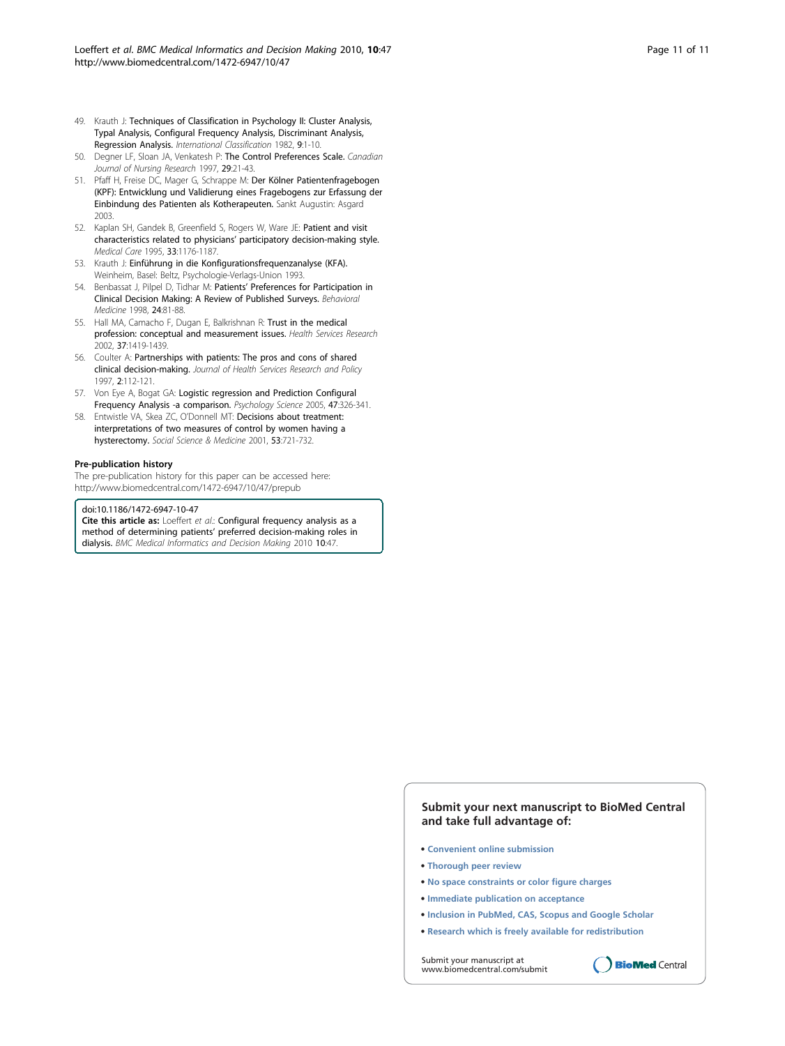49. Krauth J: Techniques of Classification in Psychology II: Cluster Analysis, Typal Analysis, Configural Frequency Analysis, Discriminant Analysis, Regression Analysis. *International Classification* 1982, **9**:1-10.
50. Degner LF, Sloan JA, Venkatesh P: The Control Preferences Scale. *Canadian Journal of Nursing Research* 1997, **29**:21-43.
51. Pfaff H, Freise DC, Mager G, Schrappe M: Der Kölner Patientenfragebogen (KPF): Entwicklung und Validierung eines Fragebogens zur Erfassung der Einbindung des Patienten als Kotherapeuten. Sankt Augustin: Asgard 2003.
52. Kaplan SH, Gandek B, Greenfield S, Rogers W, Ware JE: Patient and visit characteristics related to physicians' participatory decision-making style. *Medical Care* 1995, **33**:1176-1187.
53. Krauth J: Einführung in die Konfigurationsfrequenzanalyse (KFA). Weinheim, Basel: Beltz, Psychologie-Verlags-Union 1993.
54. Benbassat J, Pilpel D, Tidhar M: Patients' Preferences for Participation in Clinical Decision Making: A Review of Published Surveys. *Behavioral Medicine* 1998, **24**:81-88.
55. Hall MA, Camacho F, Dugan E, Balkrishnan R: Trust in the medical profession: conceptual and measurement issues. *Health Services Research* 2002, **37**:1419-1439.
56. Coulter A: Partnerships with patients: The pros and cons of shared clinical decision-making. *Journal of Health Services Research and Policy* 1997, **2**:112-121.
57. Von Eye A, Bogat GA: Logistic regression and Prediction Configural Frequency Analysis -a comparison. *Psychology Science* 2005, **47**:326-341.
58. Entwistle VA, Skea ZC, O'Donnell MT: Decisions about treatment: interpretations of two measures of control by women having a hysterectomy. *Social Science & Medicine* 2001, **53**:721-732.

#### Pre-publication history

The pre-publication history for this paper can be accessed here:
http://www.biomedcentral.com/1472-6947/10/47/prepub

doi:10.1186/1472-6947-10-47

**Cite this article as:** Loeffert *et al.*: Configural frequency analysis as a method of determining patients' preferred decision-making roles in dialysis. *BMC Medical Informatics and Decision Making* 2010 **10**:47.

**Submit your next manuscript to BioMed Central and take full advantage of:**

- Convenient online submission
- Thorough peer review
- No space constraints or color figure charges
- Immediate publication on acceptance
- Inclusion in PubMed, CAS, Scopus and Google Scholar
- Research which is freely available for redistribution

Submit your manuscript at
www.biomedcentral.com/submit

BioMed Central